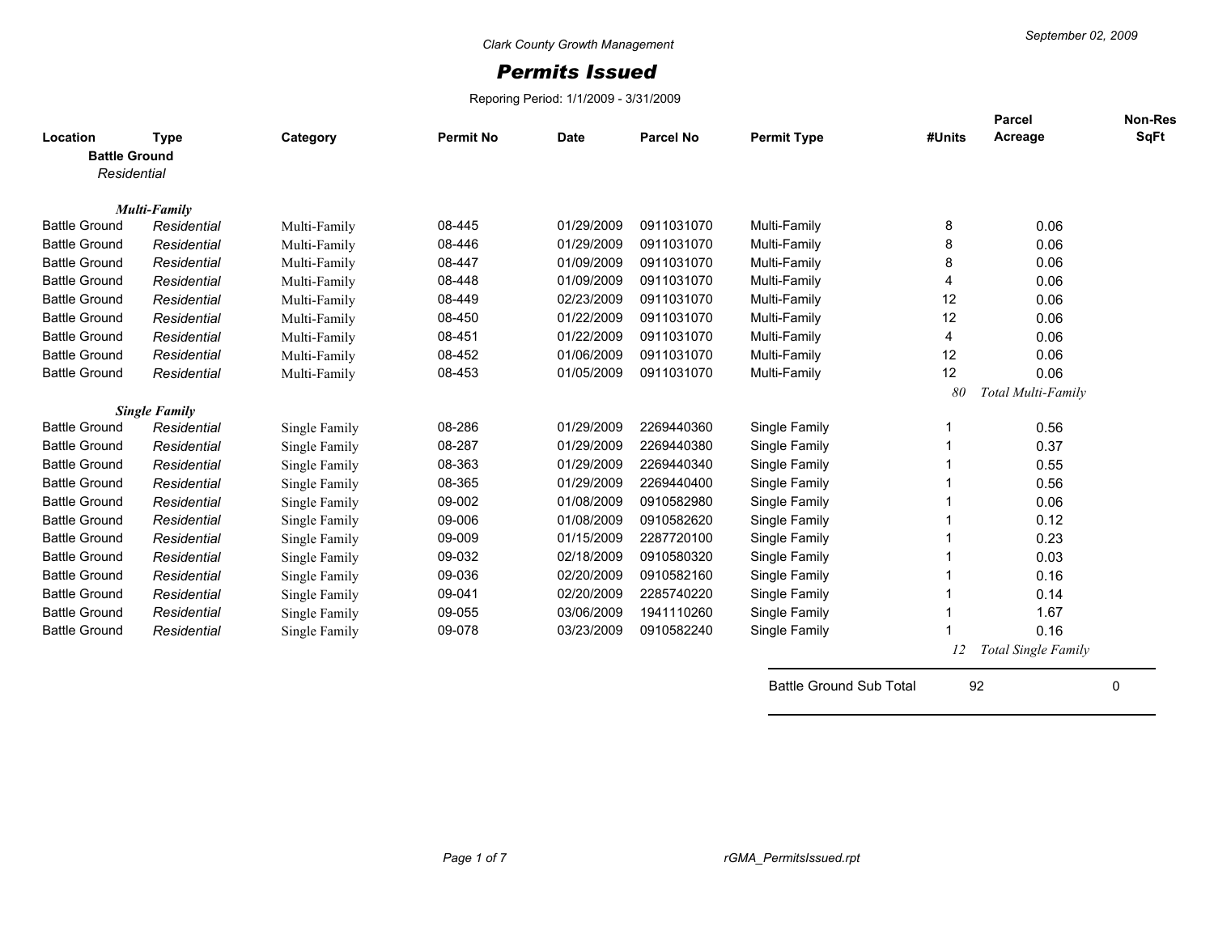Clark County Growth Management

September 02, 2009

# *Permits Issued*

Reporing Period: 1/1/2009 - 3/31/2009

| Location | Type | Category | Permit No | Date | Parcel No | Permit Type | #Units | Parcel Acreage | Non-Res SqFt |
|---|---|---|---|---|---|---|---|---|---|
| **Battle Ground** | | | | | | | | | |
| *Residential* | | | | | | | | | |
| | ***Multi-Family*** | | | | | | | | |
| Battle Ground | *Residential* | Multi-Family | 08-445 | 01/29/2009 | 0911031070 | Multi-Family | 8 | 0.06 | |
| Battle Ground | *Residential* | Multi-Family | 08-446 | 01/29/2009 | 0911031070 | Multi-Family | 8 | 0.06 | |
| Battle Ground | *Residential* | Multi-Family | 08-447 | 01/09/2009 | 0911031070 | Multi-Family | 8 | 0.06 | |
| Battle Ground | *Residential* | Multi-Family | 08-448 | 01/09/2009 | 0911031070 | Multi-Family | 4 | 0.06 | |
| Battle Ground | *Residential* | Multi-Family | 08-449 | 02/23/2009 | 0911031070 | Multi-Family | 12 | 0.06 | |
| Battle Ground | *Residential* | Multi-Family | 08-450 | 01/22/2009 | 0911031070 | Multi-Family | 12 | 0.06 | |
| Battle Ground | *Residential* | Multi-Family | 08-451 | 01/22/2009 | 0911031070 | Multi-Family | 4 | 0.06 | |
| Battle Ground | *Residential* | Multi-Family | 08-452 | 01/06/2009 | 0911031070 | Multi-Family | 12 | 0.06 | |
| Battle Ground | *Residential* | Multi-Family | 08-453 | 01/05/2009 | 0911031070 | Multi-Family | 12 | 0.06 | |
| | | | | | | | *80* | *Total Multi-Family* | |
| | ***Single Family*** | | | | | | | | |
| Battle Ground | *Residential* | Single Family | 08-286 | 01/29/2009 | 2269440360 | Single Family | 1 | 0.56 | |
| Battle Ground | *Residential* | Single Family | 08-287 | 01/29/2009 | 2269440380 | Single Family | 1 | 0.37 | |
| Battle Ground | *Residential* | Single Family | 08-363 | 01/29/2009 | 2269440340 | Single Family | 1 | 0.55 | |
| Battle Ground | *Residential* | Single Family | 08-365 | 01/29/2009 | 2269440400 | Single Family | 1 | 0.56 | |
| Battle Ground | *Residential* | Single Family | 09-002 | 01/08/2009 | 0910582980 | Single Family | 1 | 0.06 | |
| Battle Ground | *Residential* | Single Family | 09-006 | 01/08/2009 | 0910582620 | Single Family | 1 | 0.12 | |
| Battle Ground | *Residential* | Single Family | 09-009 | 01/15/2009 | 2287720100 | Single Family | 1 | 0.23 | |
| Battle Ground | *Residential* | Single Family | 09-032 | 02/18/2009 | 0910580320 | Single Family | 1 | 0.03 | |
| Battle Ground | *Residential* | Single Family | 09-036 | 02/20/2009 | 0910582160 | Single Family | 1 | 0.16 | |
| Battle Ground | *Residential* | Single Family | 09-041 | 02/20/2009 | 2285740220 | Single Family | 1 | 0.14 | |
| Battle Ground | *Residential* | Single Family | 09-055 | 03/06/2009 | 1941110260 | Single Family | 1 | 1.67 | |
| Battle Ground | *Residential* | Single Family | 09-078 | 03/23/2009 | 0910582240 | Single Family | 1 | 0.16 | |
| | | | | | | | *12* | *Total Single Family* | |
| | | | | | | Battle Ground Sub Total | 92 | | 0 |

rGMA_PermitsIssued.rpt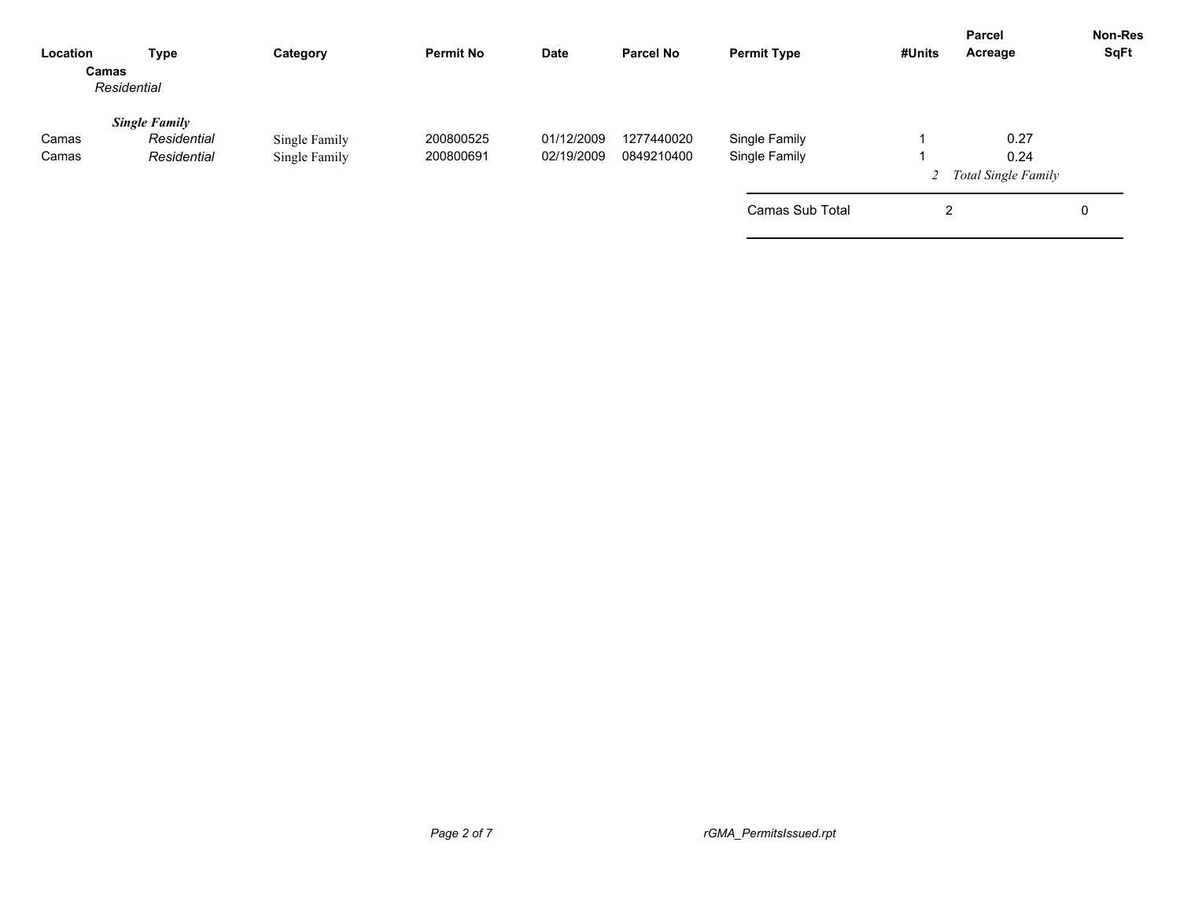| Location | Type | Category | Permit No | Date | Parcel No | Permit Type | #Units | Parcel Acreage | Non-Res SqFt |
|---|---|---|---|---|---|---|---|---|---|
| **Camas** | | | | | | | | | |
| *Residential* | | | | | | | | | |
| | ***Single Family*** | | | | | | | | |
| Camas | *Residential* | Single Family | 200800525 | 01/12/2009 | 1277440020 | Single Family | 1 | 0.27 | |
| Camas | *Residential* | Single Family | 200800691 | 02/19/2009 | 0849210400 | Single Family | 1 | 0.24 | |
| | | | | | | | *2* | *Total Single Family* | |
| | | | | | | Camas Sub Total | 2 | | 0 |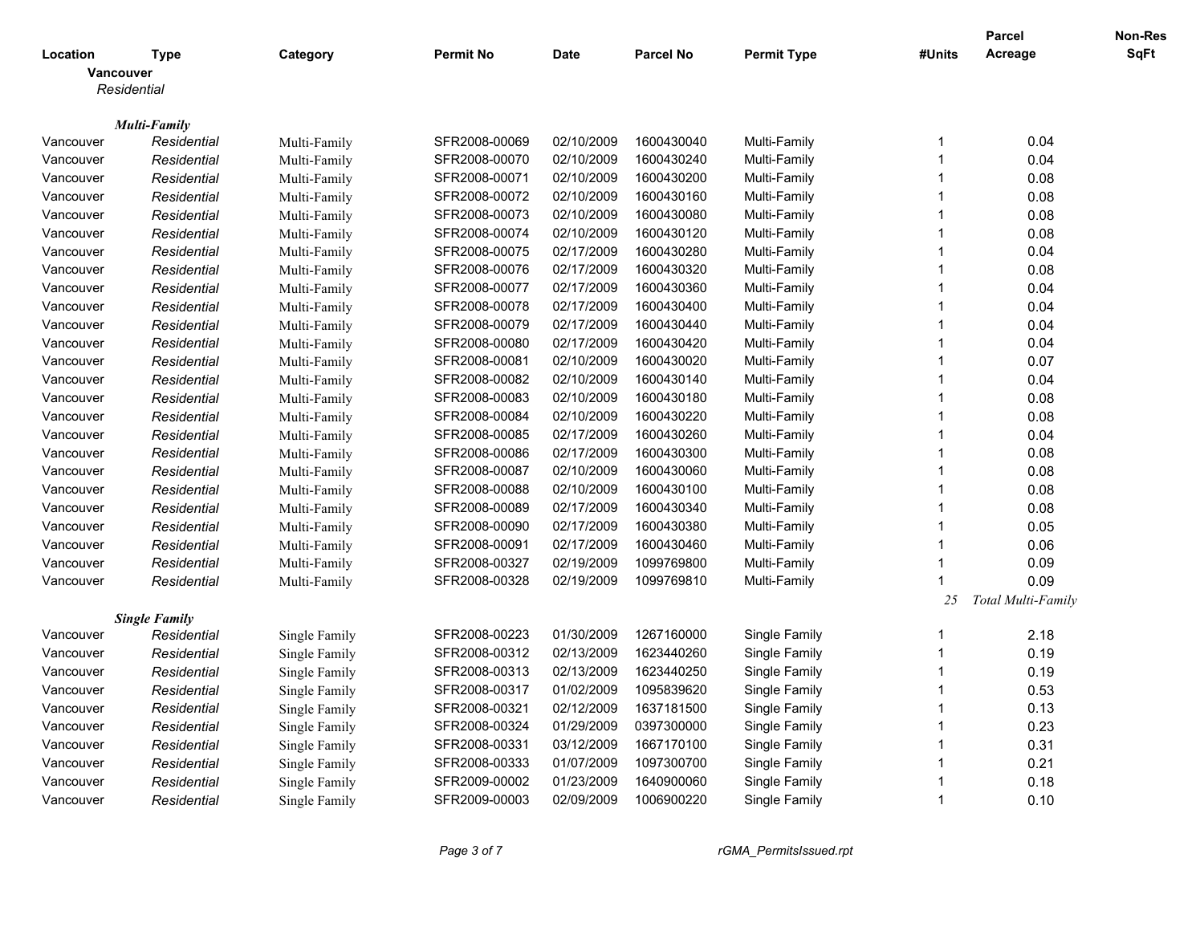| Location | Type | Category | Permit No | Date | Parcel No | Permit Type | #Units | Parcel Acreage | Non-Res SqFt |
|---|---|---|---|---|---|---|---|---|---|
| **Vancouver** | | | | | | | | | |
| *Residential* | | | | | | | | | |
| ***Multi-Family*** | | | | | | | | | |
| Vancouver | *Residential* | Multi-Family | SFR2008-00069 | 02/10/2009 | 1600430040 | Multi-Family | 1 | 0.04 | |
| Vancouver | *Residential* | Multi-Family | SFR2008-00070 | 02/10/2009 | 1600430240 | Multi-Family | 1 | 0.04 | |
| Vancouver | *Residential* | Multi-Family | SFR2008-00071 | 02/10/2009 | 1600430200 | Multi-Family | 1 | 0.08 | |
| Vancouver | *Residential* | Multi-Family | SFR2008-00072 | 02/10/2009 | 1600430160 | Multi-Family | 1 | 0.08 | |
| Vancouver | *Residential* | Multi-Family | SFR2008-00073 | 02/10/2009 | 1600430080 | Multi-Family | 1 | 0.08 | |
| Vancouver | *Residential* | Multi-Family | SFR2008-00074 | 02/10/2009 | 1600430120 | Multi-Family | 1 | 0.08 | |
| Vancouver | *Residential* | Multi-Family | SFR2008-00075 | 02/17/2009 | 1600430280 | Multi-Family | 1 | 0.04 | |
| Vancouver | *Residential* | Multi-Family | SFR2008-00076 | 02/17/2009 | 1600430320 | Multi-Family | 1 | 0.08 | |
| Vancouver | *Residential* | Multi-Family | SFR2008-00077 | 02/17/2009 | 1600430360 | Multi-Family | 1 | 0.04 | |
| Vancouver | *Residential* | Multi-Family | SFR2008-00078 | 02/17/2009 | 1600430400 | Multi-Family | 1 | 0.04 | |
| Vancouver | *Residential* | Multi-Family | SFR2008-00079 | 02/17/2009 | 1600430440 | Multi-Family | 1 | 0.04 | |
| Vancouver | *Residential* | Multi-Family | SFR2008-00080 | 02/17/2009 | 1600430420 | Multi-Family | 1 | 0.04 | |
| Vancouver | *Residential* | Multi-Family | SFR2008-00081 | 02/10/2009 | 1600430020 | Multi-Family | 1 | 0.07 | |
| Vancouver | *Residential* | Multi-Family | SFR2008-00082 | 02/10/2009 | 1600430140 | Multi-Family | 1 | 0.04 | |
| Vancouver | *Residential* | Multi-Family | SFR2008-00083 | 02/10/2009 | 1600430180 | Multi-Family | 1 | 0.08 | |
| Vancouver | *Residential* | Multi-Family | SFR2008-00084 | 02/10/2009 | 1600430220 | Multi-Family | 1 | 0.08 | |
| Vancouver | *Residential* | Multi-Family | SFR2008-00085 | 02/17/2009 | 1600430260 | Multi-Family | 1 | 0.04 | |
| Vancouver | *Residential* | Multi-Family | SFR2008-00086 | 02/17/2009 | 1600430300 | Multi-Family | 1 | 0.08 | |
| Vancouver | *Residential* | Multi-Family | SFR2008-00087 | 02/10/2009 | 1600430060 | Multi-Family | 1 | 0.08 | |
| Vancouver | *Residential* | Multi-Family | SFR2008-00088 | 02/10/2009 | 1600430100 | Multi-Family | 1 | 0.08 | |
| Vancouver | *Residential* | Multi-Family | SFR2008-00089 | 02/17/2009 | 1600430340 | Multi-Family | 1 | 0.08 | |
| Vancouver | *Residential* | Multi-Family | SFR2008-00090 | 02/17/2009 | 1600430380 | Multi-Family | 1 | 0.05 | |
| Vancouver | *Residential* | Multi-Family | SFR2008-00091 | 02/17/2009 | 1600430460 | Multi-Family | 1 | 0.06 | |
| Vancouver | *Residential* | Multi-Family | SFR2008-00327 | 02/19/2009 | 1099769800 | Multi-Family | 1 | 0.09 | |
| Vancouver | *Residential* | Multi-Family | SFR2008-00328 | 02/19/2009 | 1099769810 | Multi-Family | 1 | 0.09 | |
| | | | | | | | *25* | *Total Multi-Family* | |
| ***Single Family*** | | | | | | | | | |
| Vancouver | *Residential* | Single Family | SFR2008-00223 | 01/30/2009 | 1267160000 | Single Family | 1 | 2.18 | |
| Vancouver | *Residential* | Single Family | SFR2008-00312 | 02/13/2009 | 1623440260 | Single Family | 1 | 0.19 | |
| Vancouver | *Residential* | Single Family | SFR2008-00313 | 02/13/2009 | 1623440250 | Single Family | 1 | 0.19 | |
| Vancouver | *Residential* | Single Family | SFR2008-00317 | 01/02/2009 | 1095839620 | Single Family | 1 | 0.53 | |
| Vancouver | *Residential* | Single Family | SFR2008-00321 | 02/12/2009 | 1637181500 | Single Family | 1 | 0.13 | |
| Vancouver | *Residential* | Single Family | SFR2008-00324 | 01/29/2009 | 0397300000 | Single Family | 1 | 0.23 | |
| Vancouver | *Residential* | Single Family | SFR2008-00331 | 03/12/2009 | 1667170100 | Single Family | 1 | 0.31 | |
| Vancouver | *Residential* | Single Family | SFR2008-00333 | 01/07/2009 | 1097300700 | Single Family | 1 | 0.21 | |
| Vancouver | *Residential* | Single Family | SFR2009-00002 | 01/23/2009 | 1640900060 | Single Family | 1 | 0.18 | |
| Vancouver | *Residential* | Single Family | SFR2009-00003 | 02/09/2009 | 1006900220 | Single Family | 1 | 0.10 | |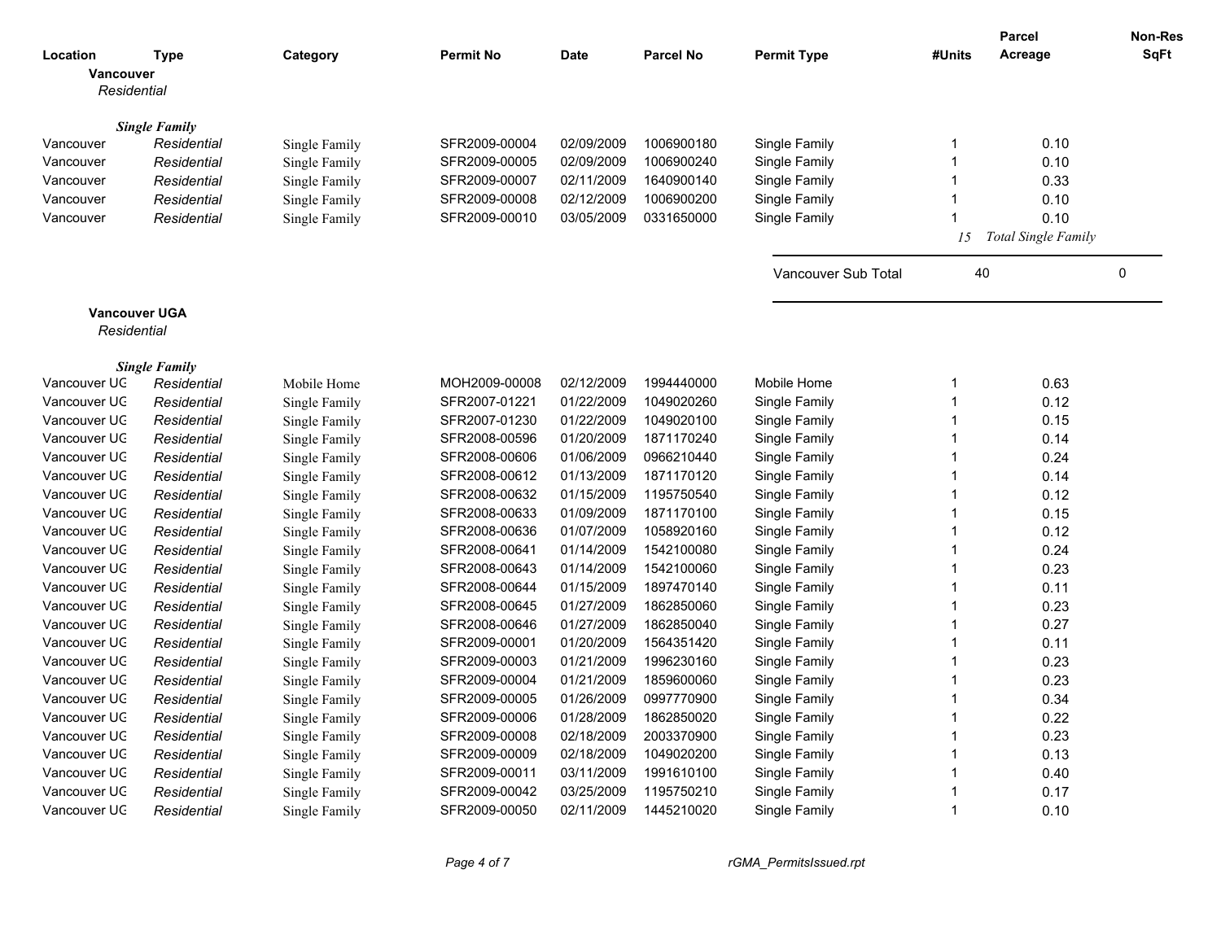| Location | Type | Category | Permit No | Date | Parcel No | Permit Type | #Units | Parcel Acreage | Non-Res SqFt |
|---|---|---|---|---|---|---|---|---|---|
| **Vancouver** | | | | | | | | | |
| *Residential* | | | | | | | | | |
| | ***Single Family*** | | | | | | | | |
| Vancouver | *Residential* | Single Family | SFR2009-00004 | 02/09/2009 | 1006900180 | Single Family | 1 | 0.10 | |
| Vancouver | *Residential* | Single Family | SFR2009-00005 | 02/09/2009 | 1006900240 | Single Family | 1 | 0.10 | |
| Vancouver | *Residential* | Single Family | SFR2009-00007 | 02/11/2009 | 1640900140 | Single Family | 1 | 0.33 | |
| Vancouver | *Residential* | Single Family | SFR2009-00008 | 02/12/2009 | 1006900200 | Single Family | 1 | 0.10 | |
| Vancouver | *Residential* | Single Family | SFR2009-00010 | 03/05/2009 | 0331650000 | Single Family | 1 | 0.10 | |
| | | | | | | | *15* | *Total Single Family* | |
| | | | | | | Vancouver Sub Total | 40 | | 0 |

| Location | Type | Category | Permit No | Date | Parcel No | Permit Type | #Units | Parcel Acreage | Non-Res SqFt |
|---|---|---|---|---|---|---|---|---|---|
| **Vancouver UGA** | | | | | | | | | |
| *Residential* | | | | | | | | | |
| | ***Single Family*** | | | | | | | | |
| Vancouver UG | *Residential* | Mobile Home | MOH2009-00008 | 02/12/2009 | 1994440000 | Mobile Home | 1 | 0.63 | |
| Vancouver UG | *Residential* | Single Family | SFR2007-01221 | 01/22/2009 | 1049020260 | Single Family | 1 | 0.12 | |
| Vancouver UG | *Residential* | Single Family | SFR2007-01230 | 01/22/2009 | 1049020100 | Single Family | 1 | 0.15 | |
| Vancouver UG | *Residential* | Single Family | SFR2008-00596 | 01/20/2009 | 1871170240 | Single Family | 1 | 0.14 | |
| Vancouver UG | *Residential* | Single Family | SFR2008-00606 | 01/06/2009 | 0966210440 | Single Family | 1 | 0.24 | |
| Vancouver UG | *Residential* | Single Family | SFR2008-00612 | 01/13/2009 | 1871170120 | Single Family | 1 | 0.14 | |
| Vancouver UG | *Residential* | Single Family | SFR2008-00632 | 01/15/2009 | 1195750540 | Single Family | 1 | 0.12 | |
| Vancouver UG | *Residential* | Single Family | SFR2008-00633 | 01/09/2009 | 1871170100 | Single Family | 1 | 0.15 | |
| Vancouver UG | *Residential* | Single Family | SFR2008-00636 | 01/07/2009 | 1058920160 | Single Family | 1 | 0.12 | |
| Vancouver UG | *Residential* | Single Family | SFR2008-00641 | 01/14/2009 | 1542100080 | Single Family | 1 | 0.24 | |
| Vancouver UG | *Residential* | Single Family | SFR2008-00643 | 01/14/2009 | 1542100060 | Single Family | 1 | 0.23 | |
| Vancouver UG | *Residential* | Single Family | SFR2008-00644 | 01/15/2009 | 1897470140 | Single Family | 1 | 0.11 | |
| Vancouver UG | *Residential* | Single Family | SFR2008-00645 | 01/27/2009 | 1862850060 | Single Family | 1 | 0.23 | |
| Vancouver UG | *Residential* | Single Family | SFR2008-00646 | 01/27/2009 | 1862850040 | Single Family | 1 | 0.27 | |
| Vancouver UG | *Residential* | Single Family | SFR2009-00001 | 01/20/2009 | 1564351420 | Single Family | 1 | 0.11 | |
| Vancouver UG | *Residential* | Single Family | SFR2009-00003 | 01/21/2009 | 1996230160 | Single Family | 1 | 0.23 | |
| Vancouver UG | *Residential* | Single Family | SFR2009-00004 | 01/21/2009 | 1859600060 | Single Family | 1 | 0.23 | |
| Vancouver UG | *Residential* | Single Family | SFR2009-00005 | 01/26/2009 | 0997770900 | Single Family | 1 | 0.34 | |
| Vancouver UG | *Residential* | Single Family | SFR2009-00006 | 01/28/2009 | 1862850020 | Single Family | 1 | 0.22 | |
| Vancouver UG | *Residential* | Single Family | SFR2009-00008 | 02/18/2009 | 2003370900 | Single Family | 1 | 0.23 | |
| Vancouver UG | *Residential* | Single Family | SFR2009-00009 | 02/18/2009 | 1049020200 | Single Family | 1 | 0.13 | |
| Vancouver UG | *Residential* | Single Family | SFR2009-00011 | 03/11/2009 | 1991610100 | Single Family | 1 | 0.40 | |
| Vancouver UG | *Residential* | Single Family | SFR2009-00042 | 03/25/2009 | 1195750210 | Single Family | 1 | 0.17 | |
| Vancouver UG | *Residential* | Single Family | SFR2009-00050 | 02/11/2009 | 1445210020 | Single Family | 1 | 0.10 | |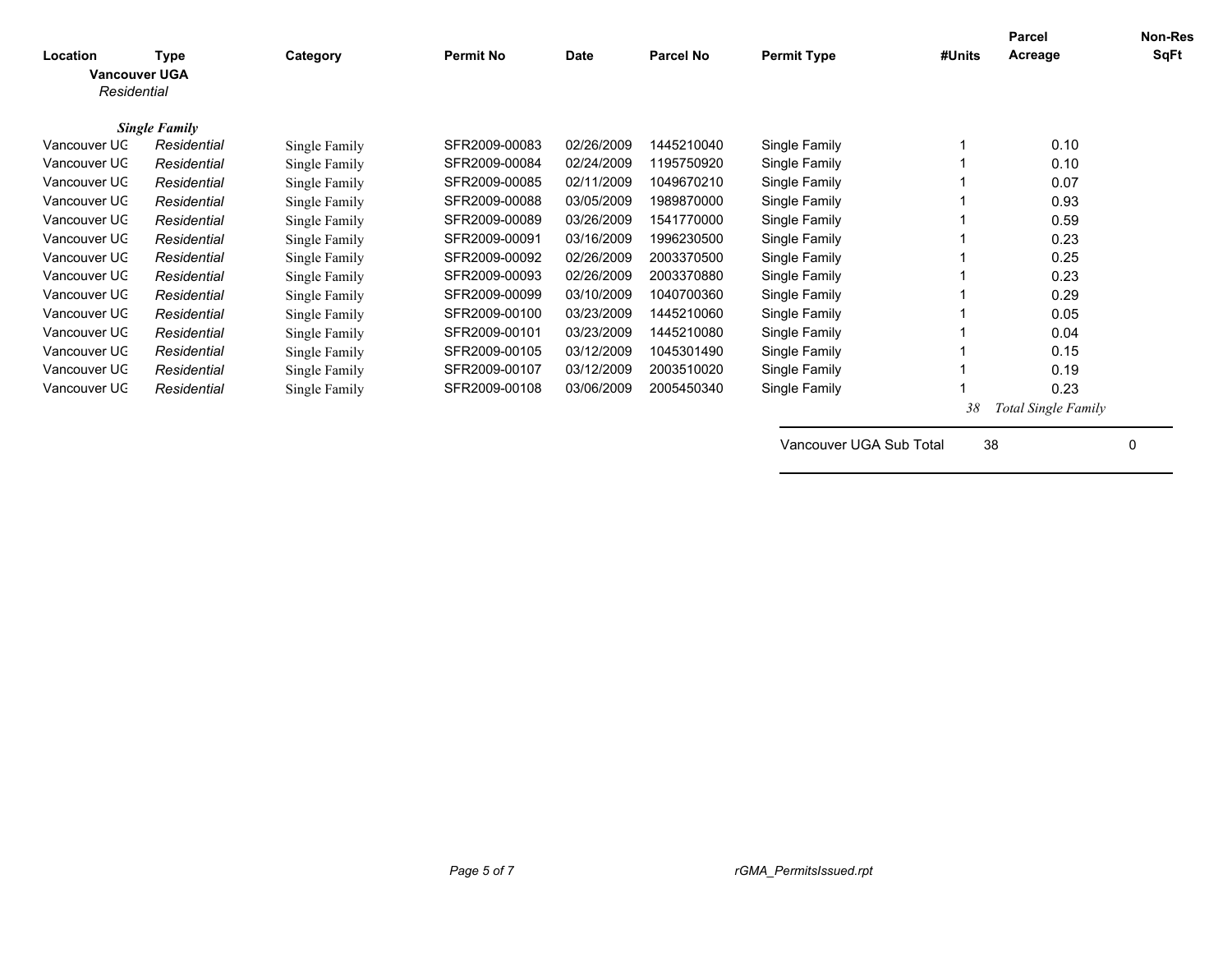| Location | Type | Category | Permit No | Date | Parcel No | Permit Type | #Units | Parcel Acreage | Non-Res SqFt |
|---|---|---|---|---|---|---|---|---|---|
| **Vancouver UGA** | | | | | | | | | |
| *Residential* | | | | | | | | | |
| ***Single Family*** | | | | | | | | | |
| Vancouver UG | *Residential* | Single Family | SFR2009-00083 | 02/26/2009 | 1445210040 | Single Family | 1 | 0.10 | |
| Vancouver UG | *Residential* | Single Family | SFR2009-00084 | 02/24/2009 | 1195750920 | Single Family | 1 | 0.10 | |
| Vancouver UG | *Residential* | Single Family | SFR2009-00085 | 02/11/2009 | 1049670210 | Single Family | 1 | 0.07 | |
| Vancouver UG | *Residential* | Single Family | SFR2009-00088 | 03/05/2009 | 1989870000 | Single Family | 1 | 0.93 | |
| Vancouver UG | *Residential* | Single Family | SFR2009-00089 | 03/26/2009 | 1541770000 | Single Family | 1 | 0.59 | |
| Vancouver UG | *Residential* | Single Family | SFR2009-00091 | 03/16/2009 | 1996230500 | Single Family | 1 | 0.23 | |
| Vancouver UG | *Residential* | Single Family | SFR2009-00092 | 02/26/2009 | 2003370500 | Single Family | 1 | 0.25 | |
| Vancouver UG | *Residential* | Single Family | SFR2009-00093 | 02/26/2009 | 2003370880 | Single Family | 1 | 0.23 | |
| Vancouver UG | *Residential* | Single Family | SFR2009-00099 | 03/10/2009 | 1040700360 | Single Family | 1 | 0.29 | |
| Vancouver UG | *Residential* | Single Family | SFR2009-00100 | 03/23/2009 | 1445210060 | Single Family | 1 | 0.05 | |
| Vancouver UG | *Residential* | Single Family | SFR2009-00101 | 03/23/2009 | 1445210080 | Single Family | 1 | 0.04 | |
| Vancouver UG | *Residential* | Single Family | SFR2009-00105 | 03/12/2009 | 1045301490 | Single Family | 1 | 0.15 | |
| Vancouver UG | *Residential* | Single Family | SFR2009-00107 | 03/12/2009 | 2003510020 | Single Family | 1 | 0.19 | |
| Vancouver UG | *Residential* | Single Family | SFR2009-00108 | 03/06/2009 | 2005450340 | Single Family | 1 | 0.23 | |
| | | | | | | | *38* | *Total Single Family* | |
| | | | | | | Vancouver UGA Sub Total | 38 | | 0 |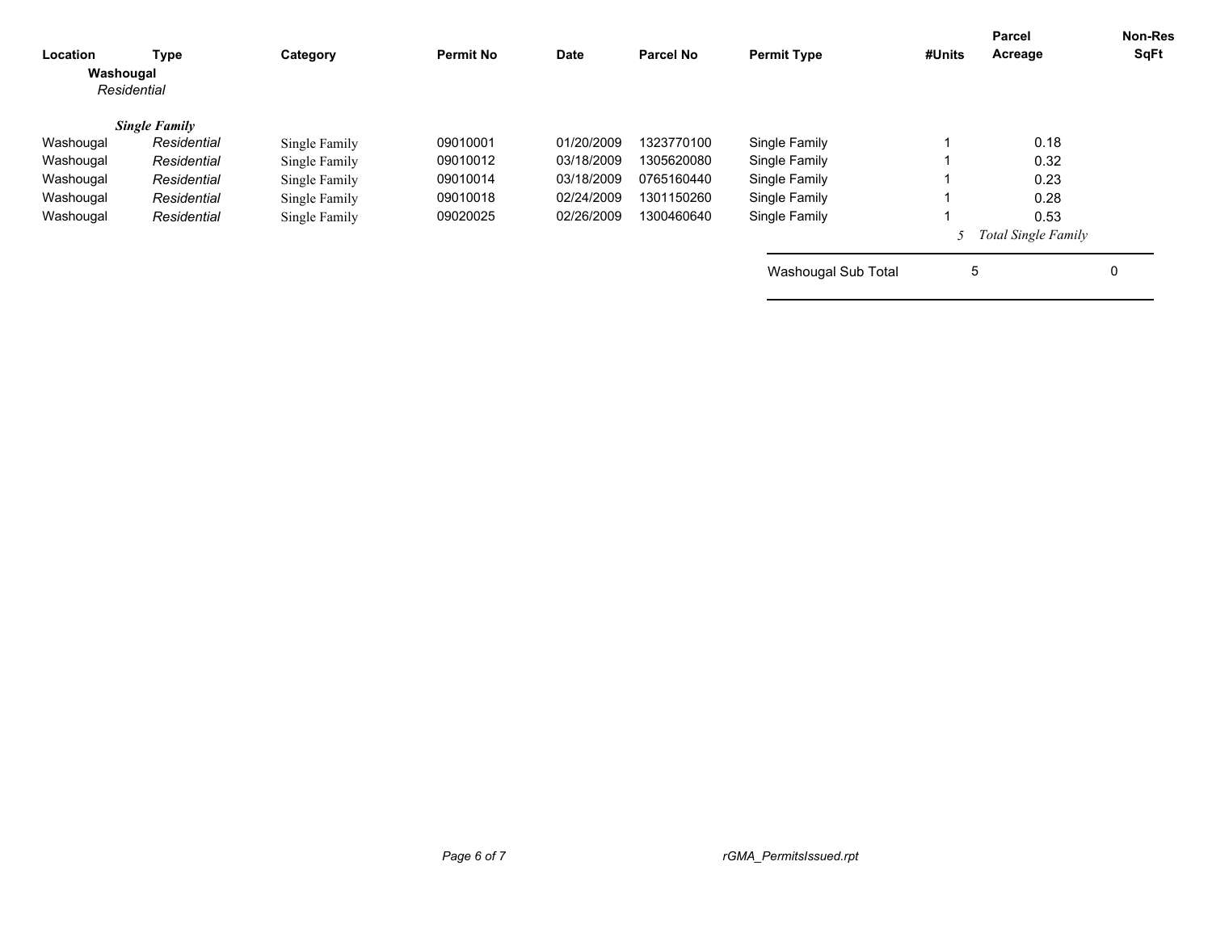| Location | Type | Category | Permit No | Date | Parcel No | Permit Type | #Units | Parcel Acreage | Non-Res SqFt |
|---|---|---|---|---|---|---|---|---|---|
| **Washougal** | | | | | | | | | |
| *Residential* | | | | | | | | | |
| ***Single Family*** | | | | | | | | | |
| Washougal | *Residential* | Single Family | 09010001 | 01/20/2009 | 1323770100 | Single Family | 1 | 0.18 | |
| Washougal | *Residential* | Single Family | 09010012 | 03/18/2009 | 1305620080 | Single Family | 1 | 0.32 | |
| Washougal | *Residential* | Single Family | 09010014 | 03/18/2009 | 0765160440 | Single Family | 1 | 0.23 | |
| Washougal | *Residential* | Single Family | 09010018 | 02/24/2009 | 1301150260 | Single Family | 1 | 0.28 | |
| Washougal | *Residential* | Single Family | 09020025 | 02/26/2009 | 1300460640 | Single Family | 1 | 0.53 | |
| | | | | | | | *5* | *Total Single Family* | |
| | | | | | | Washougal Sub Total | 5 | | 0 |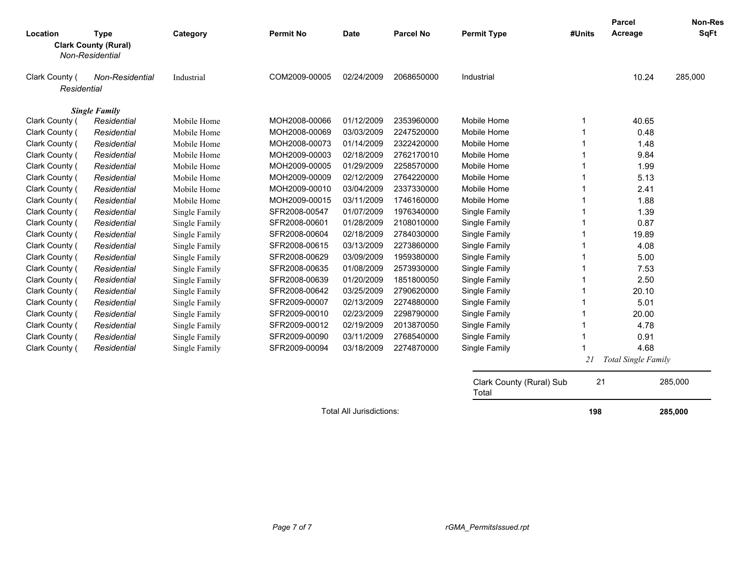| Location | Type | Category | Permit No | Date | Parcel No | Permit Type | #Units | Parcel Acreage | Non-Res SqFt |
|---|---|---|---|---|---|---|---|---|---|
| **Clark County (Rural)** | | | | | | | | | |
| *Non-Residential* | | | | | | | | | |
| Clark County ( | *Non-Residential* | Industrial | COM2009-00005 | 02/24/2009 | 2068650000 | Industrial | | 10.24 | 285,000 |
| *Residential* | | | | | | | | | |
| ***Single Family*** | | | | | | | | | |
| Clark County ( | *Residential* | Mobile Home | MOH2008-00066 | 01/12/2009 | 2353960000 | Mobile Home | 1 | 40.65 | |
| Clark County ( | *Residential* | Mobile Home | MOH2008-00069 | 03/03/2009 | 2247520000 | Mobile Home | 1 | 0.48 | |
| Clark County ( | *Residential* | Mobile Home | MOH2008-00073 | 01/14/2009 | 2322420000 | Mobile Home | 1 | 1.48 | |
| Clark County ( | *Residential* | Mobile Home | MOH2009-00003 | 02/18/2009 | 2762170010 | Mobile Home | 1 | 9.84 | |
| Clark County ( | *Residential* | Mobile Home | MOH2009-00005 | 01/29/2009 | 2258570000 | Mobile Home | 1 | 1.99 | |
| Clark County ( | *Residential* | Mobile Home | MOH2009-00009 | 02/12/2009 | 2764220000 | Mobile Home | 1 | 5.13 | |
| Clark County ( | *Residential* | Mobile Home | MOH2009-00010 | 03/04/2009 | 2337330000 | Mobile Home | 1 | 2.41 | |
| Clark County ( | *Residential* | Mobile Home | MOH2009-00015 | 03/11/2009 | 1746160000 | Mobile Home | 1 | 1.88 | |
| Clark County ( | *Residential* | Single Family | SFR2008-00547 | 01/07/2009 | 1976340000 | Single Family | 1 | 1.39 | |
| Clark County ( | *Residential* | Single Family | SFR2008-00601 | 01/28/2009 | 2108010000 | Single Family | 1 | 0.87 | |
| Clark County ( | *Residential* | Single Family | SFR2008-00604 | 02/18/2009 | 2784030000 | Single Family | 1 | 19.89 | |
| Clark County ( | *Residential* | Single Family | SFR2008-00615 | 03/13/2009 | 2273860000 | Single Family | 1 | 4.08 | |
| Clark County ( | *Residential* | Single Family | SFR2008-00629 | 03/09/2009 | 1959380000 | Single Family | 1 | 5.00 | |
| Clark County ( | *Residential* | Single Family | SFR2008-00635 | 01/08/2009 | 2573930000 | Single Family | 1 | 7.53 | |
| Clark County ( | *Residential* | Single Family | SFR2008-00639 | 01/20/2009 | 1851800050 | Single Family | 1 | 2.50 | |
| Clark County ( | *Residential* | Single Family | SFR2008-00642 | 03/25/2009 | 2790620000 | Single Family | 1 | 20.10 | |
| Clark County ( | *Residential* | Single Family | SFR2009-00007 | 02/13/2009 | 2274880000 | Single Family | 1 | 5.01 | |
| Clark County ( | *Residential* | Single Family | SFR2009-00010 | 02/23/2009 | 2298790000 | Single Family | 1 | 20.00 | |
| Clark County ( | *Residential* | Single Family | SFR2009-00012 | 02/19/2009 | 2013870050 | Single Family | 1 | 4.78 | |
| Clark County ( | *Residential* | Single Family | SFR2009-00090 | 03/11/2009 | 2768540000 | Single Family | 1 | 0.91 | |
| Clark County ( | *Residential* | Single Family | SFR2009-00094 | 03/18/2009 | 2274870000 | Single Family | 1 | 4.68 | |
| | | | | | | | *21* | *Total Single Family* | |
| | | | | | | Clark County (Rural) Sub Total | 21 | | 285,000 |
| | | | | Total All Jurisdictions: | | | **198** | | **285,000** |